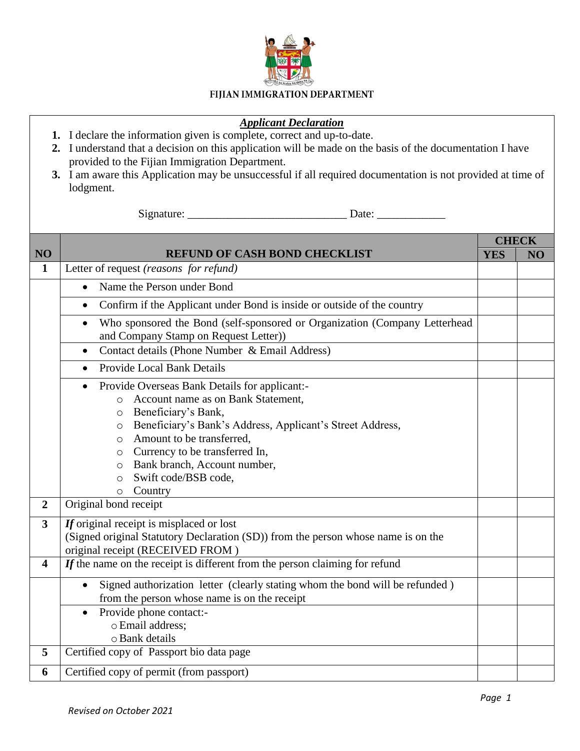# FIJIAN IMMIGRATION DEPARTMENT

## *Applicant Declaration*

1. I declare the information given is complete, correct and up-to-date.
2. I understand that a decision on this application will be made on the basis of the documentation I have provided to the Fijian Immigration Department.
3. I am aware this Application may be unsuccessful if all required documentation is not provided at time of lodgment.

Signature: ____________________________ Date: ____________

| NO | REFUND OF CASH BOND CHECKLIST | CHECK | |
|---|---|---|---|
| | | YES | NO |
| **1** | Letter of request *(reasons for refund)* | | |
| | • Name the Person under Bond | | |
| | • Confirm if the Applicant under Bond is inside or outside of the country | | |
| | • Who sponsored the Bond (self-sponsored or Organization (Company Letterhead and Company Stamp on Request Letter)) | | |
| | • Contact details (Phone Number & Email Address) | | |
| | • Provide Local Bank Details | | |
| | • Provide Overseas Bank Details for applicant:- <br> ○ Account name as on Bank Statement, <br> ○ Beneficiary's Bank, <br> ○ Beneficiary's Bank's Address, Applicant's Street Address, <br> ○ Amount to be transferred, <br> ○ Currency to be transferred In, <br> ○ Bank branch, Account number, <br> ○ Swift code/BSB code, <br> ○ Country | | |
| **2** | Original bond receipt | | |
| **3** | ***If*** original receipt is misplaced or lost <br> (Signed original Statutory Declaration (SD)) from the person whose name is on the original receipt (RECEIVED FROM ) | | |
| **4** | ***If*** the name on the receipt is different from the person claiming for refund | | |
| | • Signed authorization letter (clearly stating whom the bond will be refunded ) from the person whose name is on the receipt | | |
| | • Provide phone contact:- <br> ○ Email address; <br> ○ Bank details | | |
| **5** | Certified copy of Passport bio data page | | |
| **6** | Certified copy of permit (from passport) | | |

*Revised on October 2021*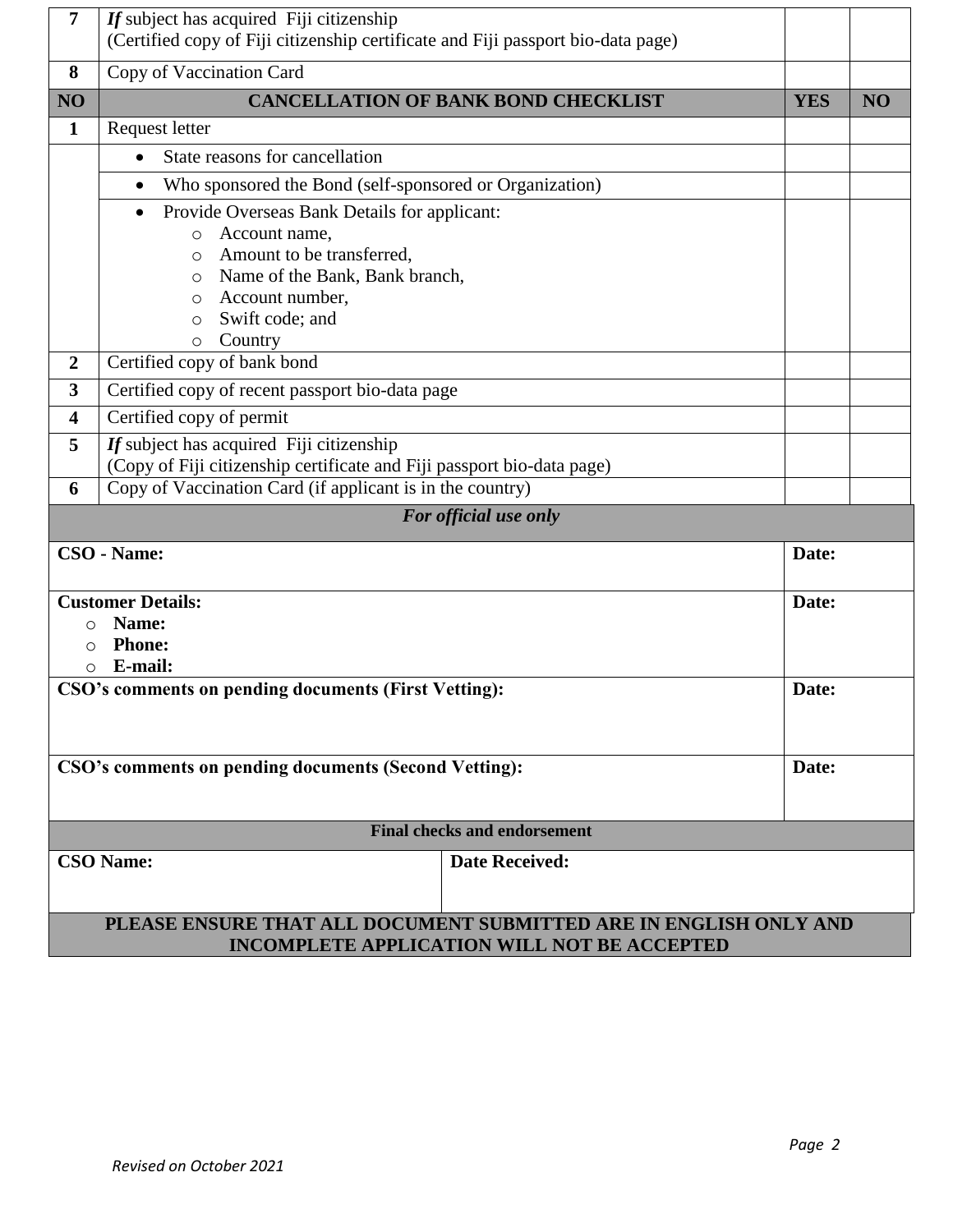| | | | |
|---|---|---|---|
| 7 | ***If*** subject has acquired Fiji citizenship<br>(Certified copy of Fiji citizenship certificate and Fiji passport bio-data page) | | |
| 8 | Copy of Vaccination Card | | |
| **NO** | **CANCELLATION OF BANK BOND CHECKLIST** | **YES** | **NO** |
| 1 | Request letter | | |
| | • State reasons for cancellation | | |
| | • Who sponsored the Bond (self-sponsored or Organization) | | |
| | • Provide Overseas Bank Details for applicant:<br>○ Account name,<br>○ Amount to be transferred,<br>○ Name of the Bank, Bank branch,<br>○ Account number,<br>○ Swift code; and<br>○ Country | | |
| 2 | Certified copy of bank bond | | |
| 3 | Certified copy of recent passport bio-data page | | |
| 4 | Certified copy of permit | | |
| 5 | ***If*** subject has acquired Fiji citizenship<br>(Copy of Fiji citizenship certificate and Fiji passport bio-data page) | | |
| 6 | Copy of Vaccination Card (if applicant is in the country) | | |

***For official use only***

| | |
|---|---|
| **CSO - Name:** | **Date:** |
| **Customer Details:**<br>○ **Name:**<br>○ **Phone:**<br>○ **E-mail:** | **Date:** |
| **CSO's comments on pending documents (First Vetting):** | **Date:** |
| **CSO's comments on pending documents (Second Vetting):** | **Date:** |

**Final checks and endorsement**

| | |
|---|---|
| **CSO Name:** | **Date Received:** |

**PLEASE ENSURE THAT ALL DOCUMENT SUBMITTED ARE IN ENGLISH ONLY AND INCOMPLETE APPLICATION WILL NOT BE ACCEPTED**

*Revised on October 2021*